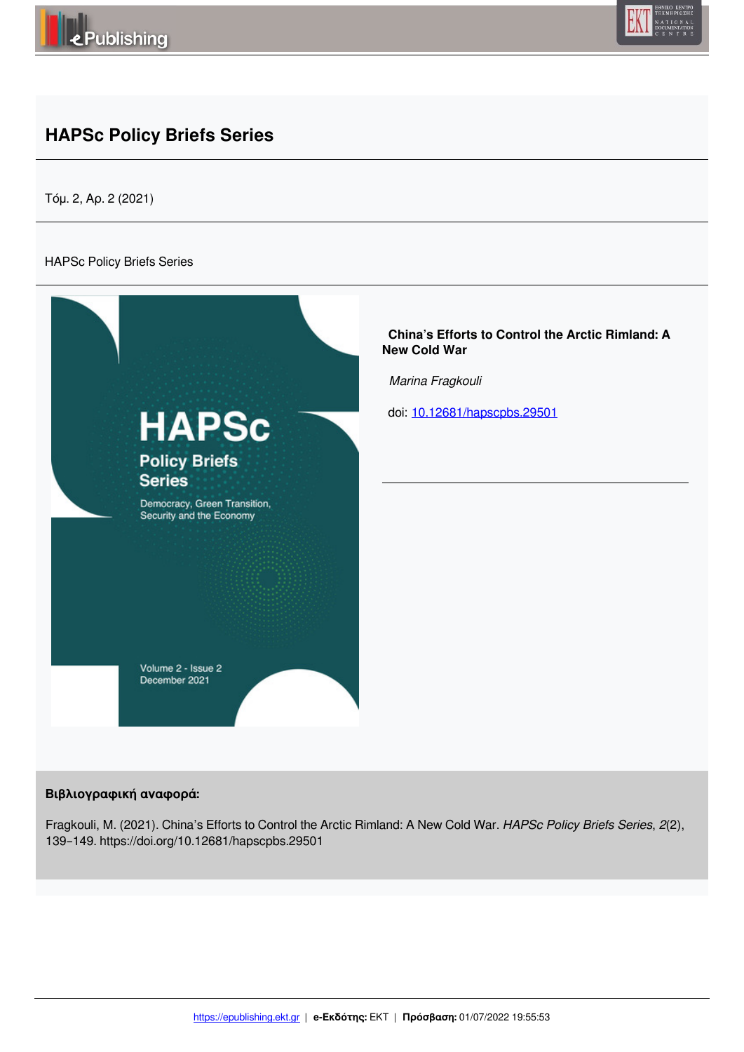# HAPSc Policy Briefs Series

Τόμ. 2, Αρ. 2 (2021)

HAPSc Policy Briefs Series

**China's Efforts to Control the Arctic Rimland: A New Cold War**

*Marina Fragkouli*

doi: 10.12681/hapscpbs.29501

**Βιβλιογραφική αναφορά:**

Fragkouli, M. (2021). China's Efforts to Control the Arctic Rimland: A New Cold War. *HAPSc Policy Briefs Series*, *2*(2), 139–149. https://doi.org/10.12681/hapscpbs.29501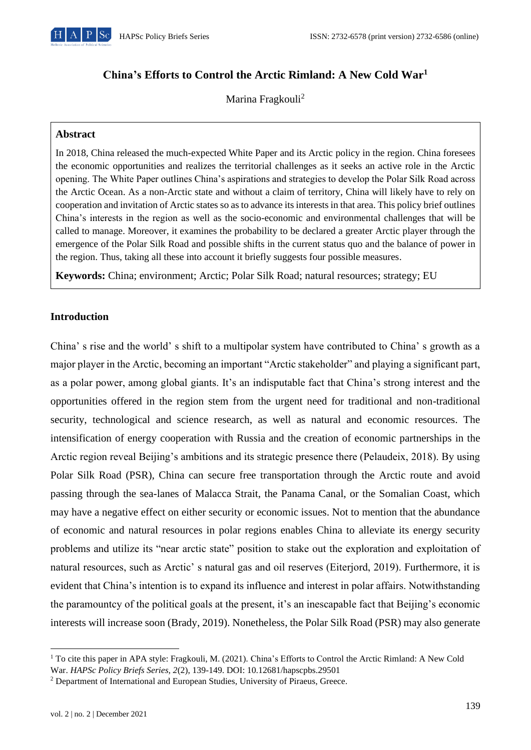# China's Efforts to Control the Arctic Rimland: A New Cold War[1]

Marina Fragkouli[2]

> **Abstract**
>
> In 2018, China released the much-expected White Paper and its Arctic policy in the region. China foresees the economic opportunities and realizes the territorial challenges as it seeks an active role in the Arctic opening. The White Paper outlines China's aspirations and strategies to develop the Polar Silk Road across the Arctic Ocean. As a non-Arctic state and without a claim of territory, China will likely have to rely on cooperation and invitation of Arctic states so as to advance its interests in that area. This policy brief outlines China's interests in the region as well as the socio-economic and environmental challenges that will be called to manage. Moreover, it examines the probability to be declared a greater Arctic player through the emergence of the Polar Silk Road and possible shifts in the current status quo and the balance of power in the region. Thus, taking all these into account it briefly suggests four possible measures.
>
> **Keywords:** China; environment; Arctic; Polar Silk Road; natural resources; strategy; EU

## Introduction

China' s rise and the world' s shift to a multipolar system have contributed to China' s growth as a major player in the Arctic, becoming an important "Arctic stakeholder" and playing a significant part, as a polar power, among global giants. It's an indisputable fact that China's strong interest and the opportunities offered in the region stem from the urgent need for traditional and non-traditional security, technological and science research, as well as natural and economic resources. The intensification of energy cooperation with Russia and the creation of economic partnerships in the Arctic region reveal Beijing's ambitions and its strategic presence there (Pelaudeix, 2018). By using Polar Silk Road (PSR), China can secure free transportation through the Arctic route and avoid passing through the sea-lanes of Malacca Strait, the Panama Canal, or the Somalian Coast, which may have a negative effect on either security or economic issues. Not to mention that the abundance of economic and natural resources in polar regions enables China to alleviate its energy security problems and utilize its "near arctic state" position to stake out the exploration and exploitation of natural resources, such as Arctic' s natural gas and oil reserves (Eiterjord, 2019). Furthermore, it is evident that China's intention is to expand its influence and interest in polar affairs. Notwithstanding the paramountcy of the political goals at the present, it's an inescapable fact that Beijing's economic interests will increase soon (Brady, 2019). Nonetheless, the Polar Silk Road (PSR) may also generate

---

[1] To cite this paper in APA style: Fragkouli, M. (2021). China's Efforts to Control the Arctic Rimland: A New Cold War. *HAPSc Policy Briefs Series, 2*(2), 139-149. DOI: 10.12681/hapscpbs.29501

[2] Department of International and European Studies, University of Piraeus, Greece.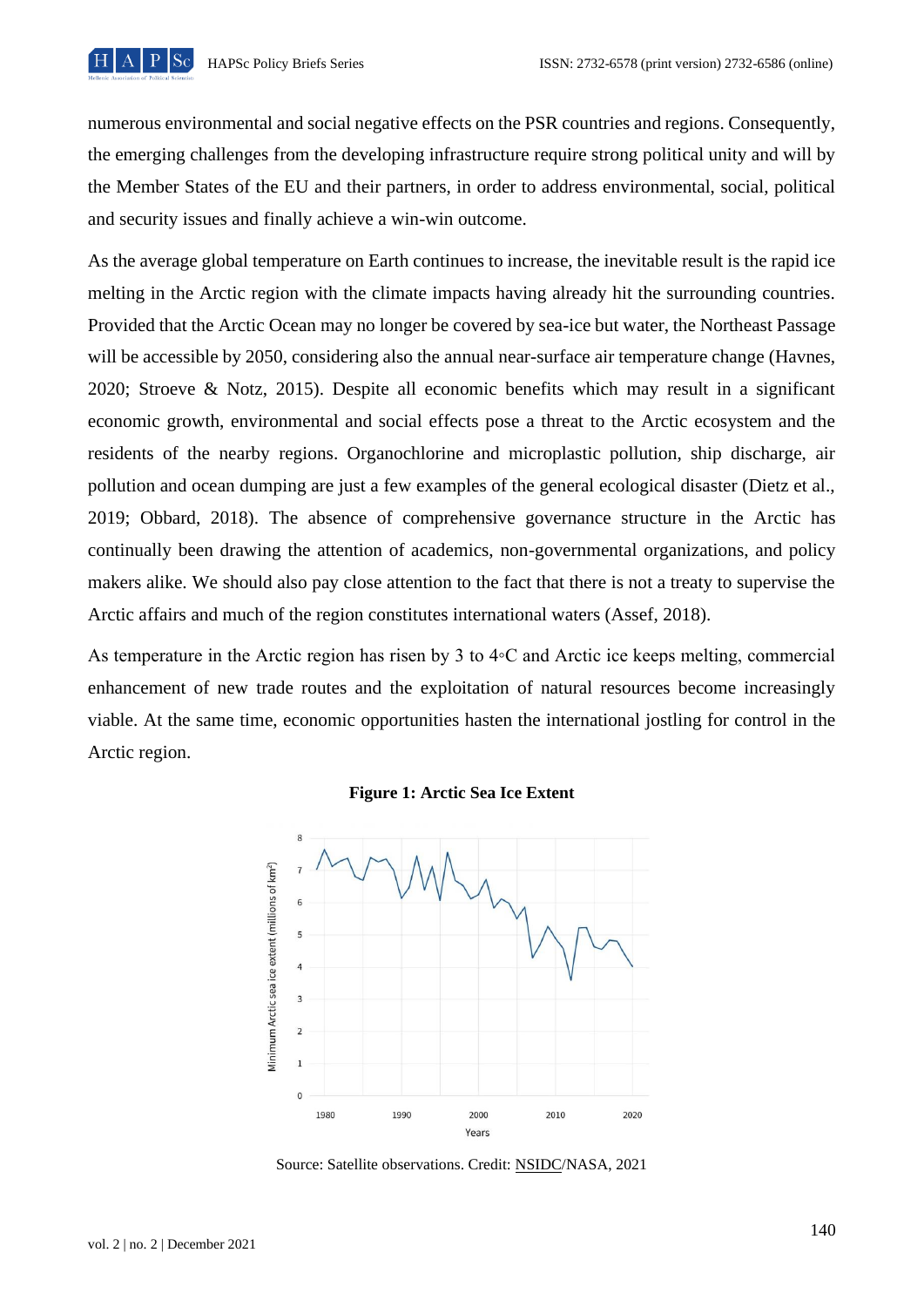numerous environmental and social negative effects on the PSR countries and regions. Consequently, the emerging challenges from the developing infrastructure require strong political unity and will by the Member States of the EU and their partners, in order to address environmental, social, political and security issues and finally achieve a win-win outcome.

As the average global temperature on Earth continues to increase, the inevitable result is the rapid ice melting in the Arctic region with the climate impacts having already hit the surrounding countries. Provided that the Arctic Ocean may no longer be covered by sea-ice but water, the Northeast Passage will be accessible by 2050, considering also the annual near-surface air temperature change (Havnes, 2020; Stroeve & Notz, 2015). Despite all economic benefits which may result in a significant economic growth, environmental and social effects pose a threat to the Arctic ecosystem and the residents of the nearby regions. Organochlorine and microplastic pollution, ship discharge, air pollution and ocean dumping are just a few examples of the general ecological disaster (Dietz et al., 2019; Obbard, 2018). The absence of comprehensive governance structure in the Arctic has continually been drawing the attention of academics, non-governmental organizations, and policy makers alike. We should also pay close attention to the fact that there is not a treaty to supervise the Arctic affairs and much of the region constitutes international waters (Assef, 2018).

As temperature in the Arctic region has risen by 3 to 4◦C and Arctic ice keeps melting, commercial enhancement of new trade routes and the exploitation of natural resources become increasingly viable. At the same time, economic opportunities hasten the international jostling for control in the Arctic region.

**Figure 1: Arctic Sea Ice Extent**

Source: Satellite observations. Credit: NSIDC/NASA, 2021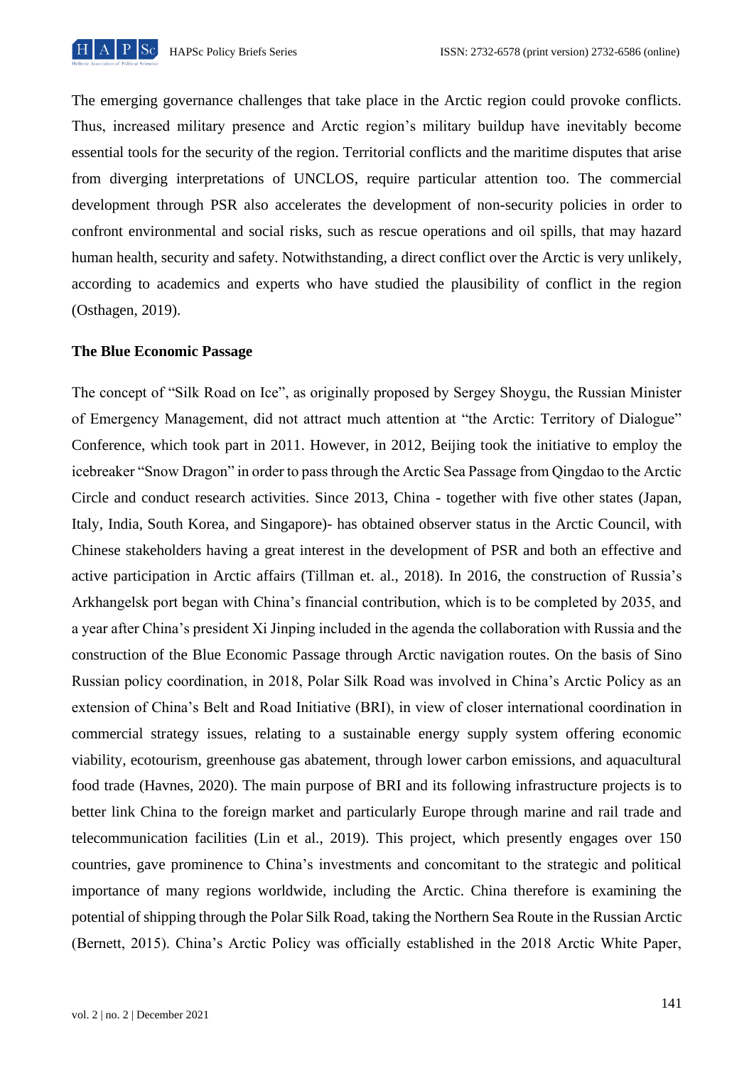The emerging governance challenges that take place in the Arctic region could provoke conflicts. Thus, increased military presence and Arctic region's military buildup have inevitably become essential tools for the security of the region. Territorial conflicts and the maritime disputes that arise from diverging interpretations of UNCLOS, require particular attention too. The commercial development through PSR also accelerates the development of non-security policies in order to confront environmental and social risks, such as rescue operations and oil spills, that may hazard human health, security and safety. Notwithstanding, a direct conflict over the Arctic is very unlikely, according to academics and experts who have studied the plausibility of conflict in the region (Osthagen, 2019).

**The Blue Economic Passage**

The concept of "Silk Road on Ice", as originally proposed by Sergey Shoygu, the Russian Minister of Emergency Management, did not attract much attention at "the Arctic: Territory of Dialogue" Conference, which took part in 2011. However, in 2012, Beijing took the initiative to employ the icebreaker "Snow Dragon" in order to pass through the Arctic Sea Passage from Qingdao to the Arctic Circle and conduct research activities. Since 2013, China - together with five other states (Japan, Italy, India, South Korea, and Singapore)- has obtained observer status in the Arctic Council, with Chinese stakeholders having a great interest in the development of PSR and both an effective and active participation in Arctic affairs (Tillman et. al., 2018). In 2016, the construction of Russia's Arkhangelsk port began with China's financial contribution, which is to be completed by 2035, and a year after China's president Xi Jinping included in the agenda the collaboration with Russia and the construction of the Blue Economic Passage through Arctic navigation routes. On the basis of Sino Russian policy coordination, in 2018, Polar Silk Road was involved in China's Arctic Policy as an extension of China's Belt and Road Initiative (BRI), in view of closer international coordination in commercial strategy issues, relating to a sustainable energy supply system offering economic viability, ecotourism, greenhouse gas abatement, through lower carbon emissions, and aquacultural food trade (Havnes, 2020). The main purpose of BRI and its following infrastructure projects is to better link China to the foreign market and particularly Europe through marine and rail trade and telecommunication facilities (Lin et al., 2019). This project, which presently engages over 150 countries, gave prominence to China's investments and concomitant to the strategic and political importance of many regions worldwide, including the Arctic. China therefore is examining the potential of shipping through the Polar Silk Road, taking the Northern Sea Route in the Russian Arctic (Bernett, 2015). China's Arctic Policy was officially established in the 2018 Arctic White Paper,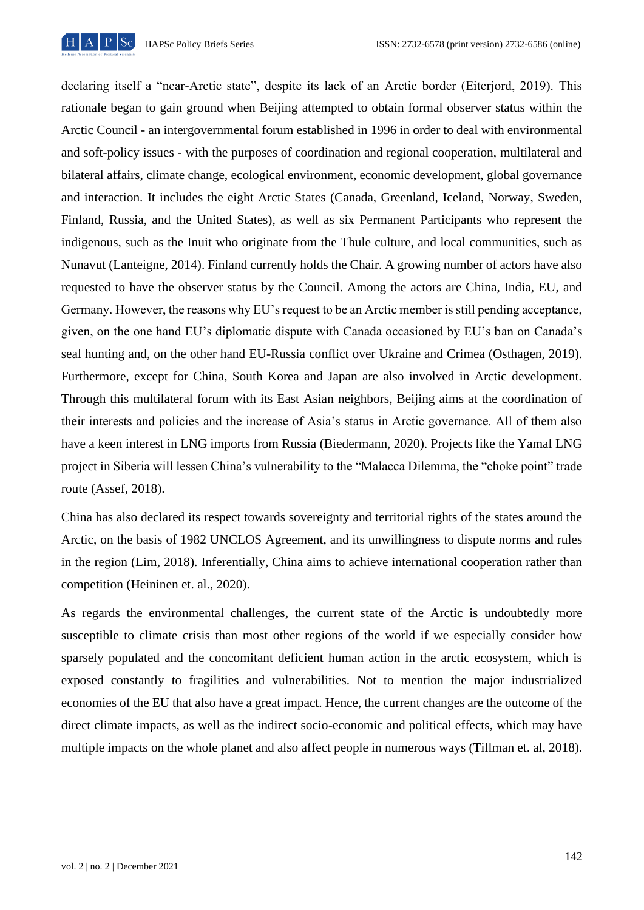declaring itself a "near-Arctic state", despite its lack of an Arctic border (Eiterjord, 2019). This rationale began to gain ground when Beijing attempted to obtain formal observer status within the Arctic Council - an intergovernmental forum established in 1996 in order to deal with environmental and soft-policy issues - with the purposes of coordination and regional cooperation, multilateral and bilateral affairs, climate change, ecological environment, economic development, global governance and interaction. It includes the eight Arctic States (Canada, Greenland, Iceland, Norway, Sweden, Finland, Russia, and the United States), as well as six Permanent Participants who represent the indigenous, such as the Inuit who originate from the Thule culture, and local communities, such as Nunavut (Lanteigne, 2014). Finland currently holds the Chair. A growing number of actors have also requested to have the observer status by the Council. Among the actors are China, India, EU, and Germany. However, the reasons why EU's request to be an Arctic member is still pending acceptance, given, on the one hand EU's diplomatic dispute with Canada occasioned by EU's ban on Canada's seal hunting and, on the other hand EU-Russia conflict over Ukraine and Crimea (Osthagen, 2019). Furthermore, except for China, South Korea and Japan are also involved in Arctic development. Through this multilateral forum with its East Asian neighbors, Beijing aims at the coordination of their interests and policies and the increase of Asia's status in Arctic governance. All of them also have a keen interest in LNG imports from Russia (Biedermann, 2020). Projects like the Yamal LNG project in Siberia will lessen China's vulnerability to the "Malacca Dilemma, the "choke point" trade route (Assef, 2018).

China has also declared its respect towards sovereignty and territorial rights of the states around the Arctic, on the basis of 1982 UNCLOS Agreement, and its unwillingness to dispute norms and rules in the region (Lim, 2018). Inferentially, China aims to achieve international cooperation rather than competition (Heininen et. al., 2020).

As regards the environmental challenges, the current state of the Arctic is undoubtedly more susceptible to climate crisis than most other regions of the world if we especially consider how sparsely populated and the concomitant deficient human action in the arctic ecosystem, which is exposed constantly to fragilities and vulnerabilities. Not to mention the major industrialized economies of the EU that also have a great impact. Hence, the current changes are the outcome of the direct climate impacts, as well as the indirect socio-economic and political effects, which may have multiple impacts on the whole planet and also affect people in numerous ways (Tillman et. al, 2018).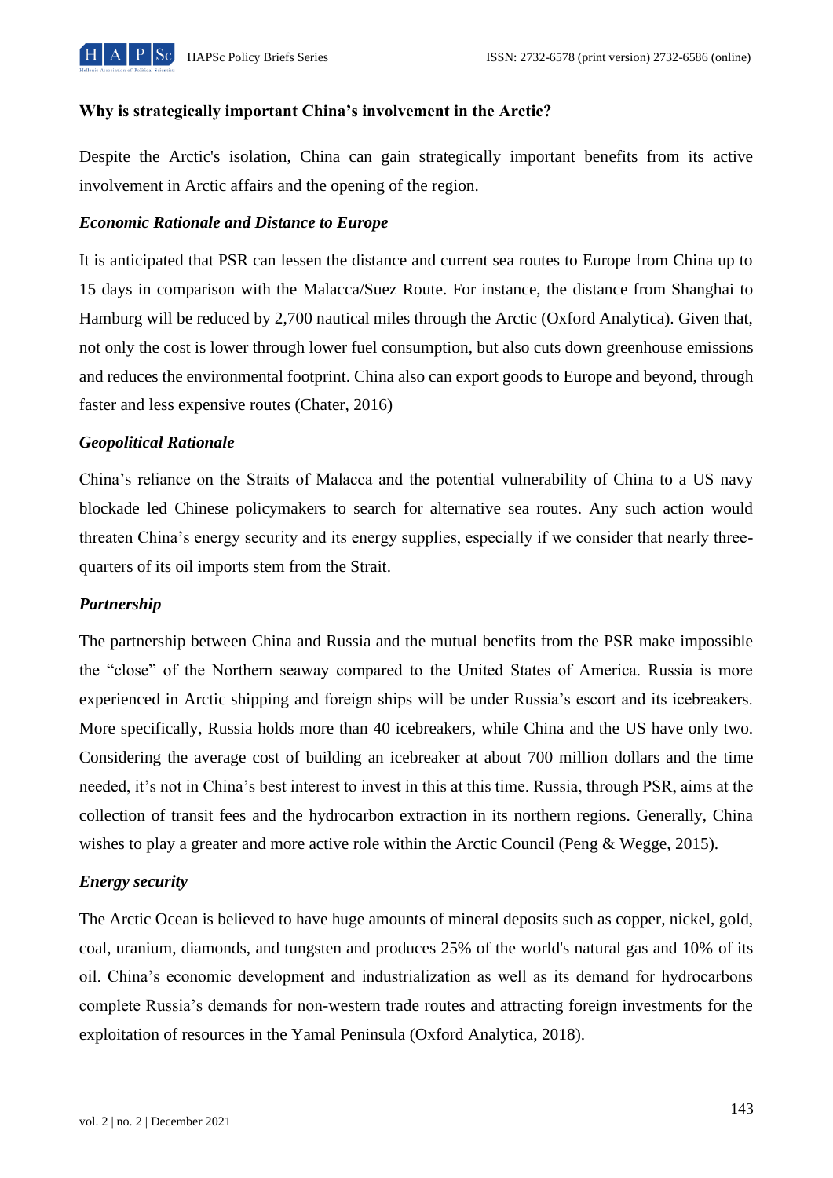**Why is strategically important China's involvement in the Arctic?**

Despite the Arctic's isolation, China can gain strategically important benefits from its active involvement in Arctic affairs and the opening of the region.

***Economic Rationale and Distance to Europe***

It is anticipated that PSR can lessen the distance and current sea routes to Europe from China up to 15 days in comparison with the Malacca/Suez Route. For instance, the distance from Shanghai to Hamburg will be reduced by 2,700 nautical miles through the Arctic (Oxford Analytica). Given that, not only the cost is lower through lower fuel consumption, but also cuts down greenhouse emissions and reduces the environmental footprint. China also can export goods to Europe and beyond, through faster and less expensive routes (Chater, 2016)

***Geopolitical Rationale***

China's reliance on the Straits of Malacca and the potential vulnerability of China to a US navy blockade led Chinese policymakers to search for alternative sea routes. Any such action would threaten China's energy security and its energy supplies, especially if we consider that nearly three-quarters of its oil imports stem from the Strait.

***Partnership***

The partnership between China and Russia and the mutual benefits from the PSR make impossible the "close" of the Northern seaway compared to the United States of America. Russia is more experienced in Arctic shipping and foreign ships will be under Russia's escort and its icebreakers. More specifically, Russia holds more than 40 icebreakers, while China and the US have only two. Considering the average cost of building an icebreaker at about 700 million dollars and the time needed, it's not in China's best interest to invest in this at this time. Russia, through PSR, aims at the collection of transit fees and the hydrocarbon extraction in its northern regions. Generally, China wishes to play a greater and more active role within the Arctic Council (Peng & Wegge, 2015).

***Energy security***

The Arctic Ocean is believed to have huge amounts of mineral deposits such as copper, nickel, gold, coal, uranium, diamonds, and tungsten and produces 25% of the world's natural gas and 10% of its oil. China's economic development and industrialization as well as its demand for hydrocarbons complete Russia's demands for non-western trade routes and attracting foreign investments for the exploitation of resources in the Yamal Peninsula (Oxford Analytica, 2018).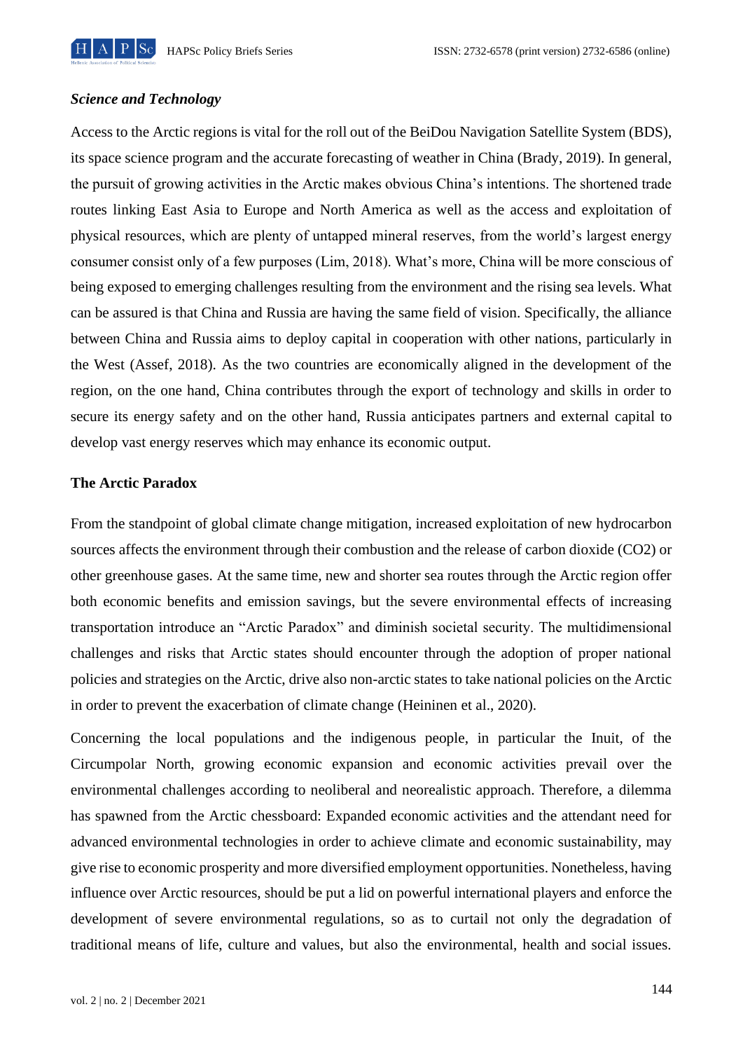### *Science and Technology*

Access to the Arctic regions is vital for the roll out of the BeiDou Navigation Satellite System (BDS), its space science program and the accurate forecasting of weather in China (Brady, 2019). In general, the pursuit of growing activities in the Arctic makes obvious China's intentions. The shortened trade routes linking East Asia to Europe and North America as well as the access and exploitation of physical resources, which are plenty of untapped mineral reserves, from the world's largest energy consumer consist only of a few purposes (Lim, 2018). What's more, China will be more conscious of being exposed to emerging challenges resulting from the environment and the rising sea levels. What can be assured is that China and Russia are having the same field of vision. Specifically, the alliance between China and Russia aims to deploy capital in cooperation with other nations, particularly in the West (Assef, 2018). As the two countries are economically aligned in the development of the region, on the one hand, China contributes through the export of technology and skills in order to secure its energy safety and on the other hand, Russia anticipates partners and external capital to develop vast energy reserves which may enhance its economic output.

### The Arctic Paradox

From the standpoint of global climate change mitigation, increased exploitation of new hydrocarbon sources affects the environment through their combustion and the release of carbon dioxide ($CO_2$) or other greenhouse gases. At the same time, new and shorter sea routes through the Arctic region offer both economic benefits and emission savings, but the severe environmental effects of increasing transportation introduce an "Arctic Paradox" and diminish societal security. The multidimensional challenges and risks that Arctic states should encounter through the adoption of proper national policies and strategies on the Arctic, drive also non-arctic states to take national policies on the Arctic in order to prevent the exacerbation of climate change (Heininen et al., 2020).

Concerning the local populations and the indigenous people, in particular the Inuit, of the Circumpolar North, growing economic expansion and economic activities prevail over the environmental challenges according to neoliberal and neorealistic approach. Therefore, a dilemma has spawned from the Arctic chessboard: Expanded economic activities and the attendant need for advanced environmental technologies in order to achieve climate and economic sustainability, may give rise to economic prosperity and more diversified employment opportunities. Nonetheless, having influence over Arctic resources, should be put a lid on powerful international players and enforce the development of severe environmental regulations, so as to curtail not only the degradation of traditional means of life, culture and values, but also the environmental, health and social issues.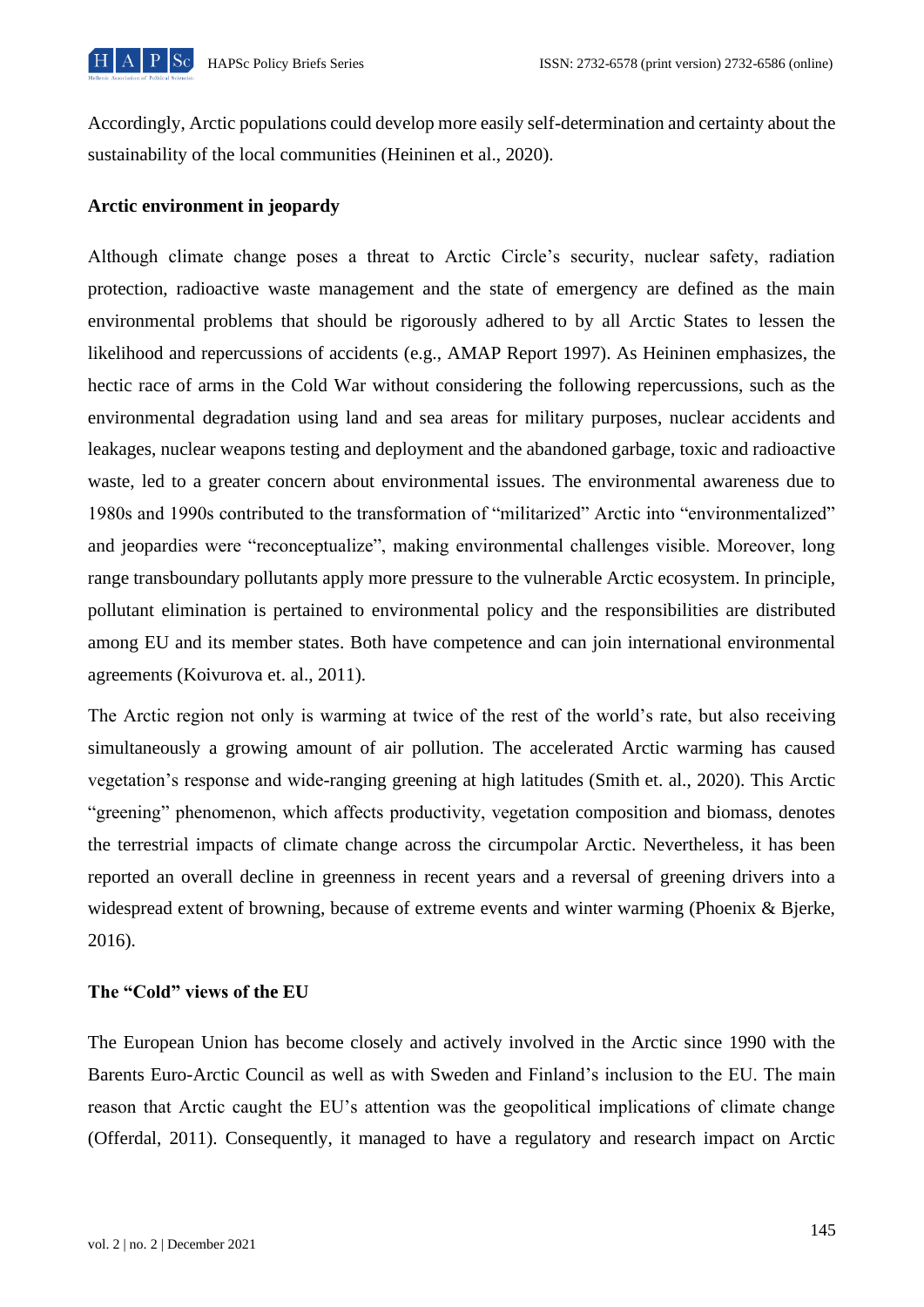Accordingly, Arctic populations could develop more easily self-determination and certainty about the sustainability of the local communities (Heininen et al., 2020).

**Arctic environment in jeopardy**

Although climate change poses a threat to Arctic Circle's security, nuclear safety, radiation protection, radioactive waste management and the state of emergency are defined as the main environmental problems that should be rigorously adhered to by all Arctic States to lessen the likelihood and repercussions of accidents (e.g., AMAP Report 1997). As Heininen emphasizes, the hectic race of arms in the Cold War without considering the following repercussions, such as the environmental degradation using land and sea areas for military purposes, nuclear accidents and leakages, nuclear weapons testing and deployment and the abandoned garbage, toxic and radioactive waste, led to a greater concern about environmental issues. The environmental awareness due to 1980s and 1990s contributed to the transformation of "militarized" Arctic into "environmentalized" and jeopardies were "reconceptualize", making environmental challenges visible. Moreover, long range transboundary pollutants apply more pressure to the vulnerable Arctic ecosystem. In principle, pollutant elimination is pertained to environmental policy and the responsibilities are distributed among EU and its member states. Both have competence and can join international environmental agreements (Koivurova et. al., 2011).

The Arctic region not only is warming at twice of the rest of the world's rate, but also receiving simultaneously a growing amount of air pollution. The accelerated Arctic warming has caused vegetation's response and wide-ranging greening at high latitudes (Smith et. al., 2020). This Arctic "greening" phenomenon, which affects productivity, vegetation composition and biomass, denotes the terrestrial impacts of climate change across the circumpolar Arctic. Nevertheless, it has been reported an overall decline in greenness in recent years and a reversal of greening drivers into a widespread extent of browning, because of extreme events and winter warming (Phoenix & Bjerke, 2016).

**The "Cold" views of the EU**

The European Union has become closely and actively involved in the Arctic since 1990 with the Barents Euro-Arctic Council as well as with Sweden and Finland's inclusion to the EU. The main reason that Arctic caught the EU's attention was the geopolitical implications of climate change (Offerdal, 2011). Consequently, it managed to have a regulatory and research impact on Arctic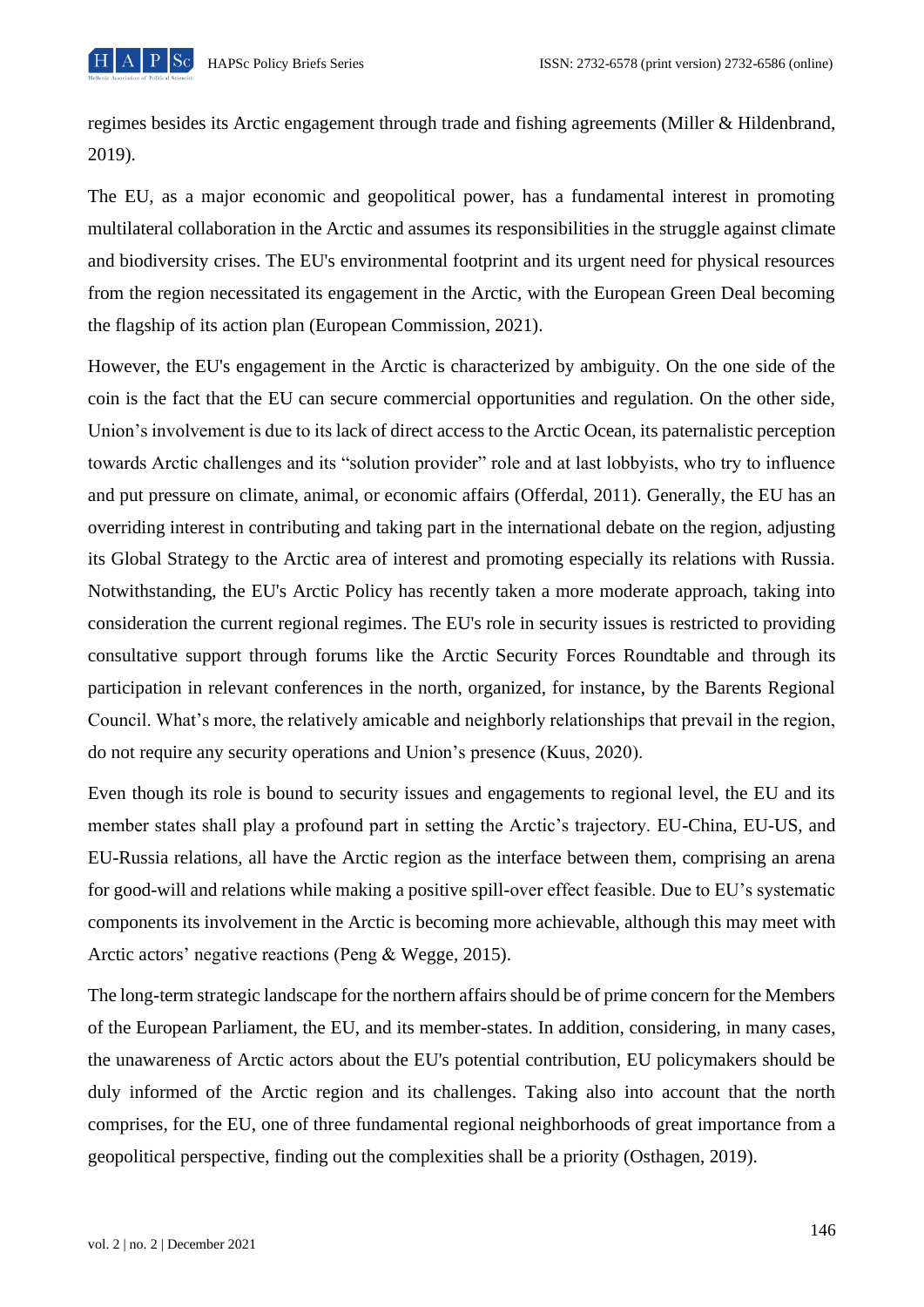regimes besides its Arctic engagement through trade and fishing agreements (Miller & Hildenbrand, 2019).

The EU, as a major economic and geopolitical power, has a fundamental interest in promoting multilateral collaboration in the Arctic and assumes its responsibilities in the struggle against climate and biodiversity crises. The EU's environmental footprint and its urgent need for physical resources from the region necessitated its engagement in the Arctic, with the European Green Deal becoming the flagship of its action plan (European Commission, 2021).

However, the EU's engagement in the Arctic is characterized by ambiguity. On the one side of the coin is the fact that the EU can secure commercial opportunities and regulation. On the other side, Union's involvement is due to its lack of direct access to the Arctic Ocean, its paternalistic perception towards Arctic challenges and its "solution provider" role and at last lobbyists, who try to influence and put pressure on climate, animal, or economic affairs (Offerdal, 2011). Generally, the EU has an overriding interest in contributing and taking part in the international debate on the region, adjusting its Global Strategy to the Arctic area of interest and promoting especially its relations with Russia. Notwithstanding, the EU's Arctic Policy has recently taken a more moderate approach, taking into consideration the current regional regimes. The EU's role in security issues is restricted to providing consultative support through forums like the Arctic Security Forces Roundtable and through its participation in relevant conferences in the north, organized, for instance, by the Barents Regional Council. What's more, the relatively amicable and neighborly relationships that prevail in the region, do not require any security operations and Union's presence (Kuus, 2020).

Even though its role is bound to security issues and engagements to regional level, the EU and its member states shall play a profound part in setting the Arctic's trajectory. EU-China, EU-US, and EU-Russia relations, all have the Arctic region as the interface between them, comprising an arena for good-will and relations while making a positive spill-over effect feasible. Due to EU's systematic components its involvement in the Arctic is becoming more achievable, although this may meet with Arctic actors' negative reactions (Peng & Wegge, 2015).

The long-term strategic landscape for the northern affairs should be of prime concern for the Members of the European Parliament, the EU, and its member-states. In addition, considering, in many cases, the unawareness of Arctic actors about the EU's potential contribution, EU policymakers should be duly informed of the Arctic region and its challenges. Taking also into account that the north comprises, for the EU, one of three fundamental regional neighborhoods of great importance from a geopolitical perspective, finding out the complexities shall be a priority (Osthagen, 2019).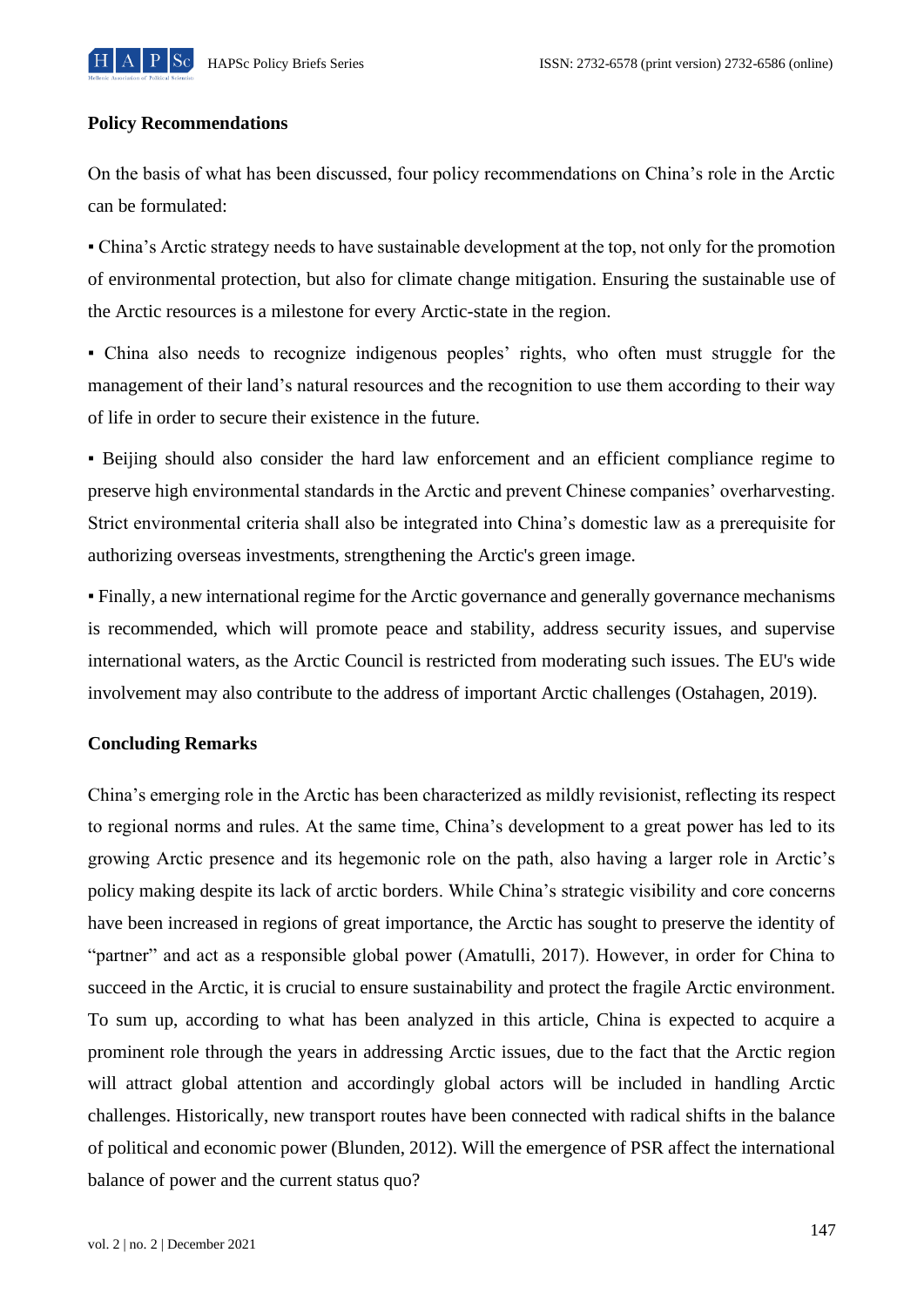## Policy Recommendations

On the basis of what has been discussed, four policy recommendations on China's role in the Arctic can be formulated:

▪ China's Arctic strategy needs to have sustainable development at the top, not only for the promotion of environmental protection, but also for climate change mitigation. Ensuring the sustainable use of the Arctic resources is a milestone for every Arctic-state in the region.

▪ China also needs to recognize indigenous peoples' rights, who often must struggle for the management of their land's natural resources and the recognition to use them according to their way of life in order to secure their existence in the future.

▪ Beijing should also consider the hard law enforcement and an efficient compliance regime to preserve high environmental standards in the Arctic and prevent Chinese companies' overharvesting. Strict environmental criteria shall also be integrated into China's domestic law as a prerequisite for authorizing overseas investments, strengthening the Arctic's green image.

▪ Finally, a new international regime for the Arctic governance and generally governance mechanisms is recommended, which will promote peace and stability, address security issues, and supervise international waters, as the Arctic Council is restricted from moderating such issues. The EU's wide involvement may also contribute to the address of important Arctic challenges (Ostahagen, 2019).

## Concluding Remarks

China's emerging role in the Arctic has been characterized as mildly revisionist, reflecting its respect to regional norms and rules. At the same time, China's development to a great power has led to its growing Arctic presence and its hegemonic role on the path, also having a larger role in Arctic's policy making despite its lack of arctic borders. While China's strategic visibility and core concerns have been increased in regions of great importance, the Arctic has sought to preserve the identity of "partner" and act as a responsible global power (Amatulli, 2017). However, in order for China to succeed in the Arctic, it is crucial to ensure sustainability and protect the fragile Arctic environment. To sum up, according to what has been analyzed in this article, China is expected to acquire a prominent role through the years in addressing Arctic issues, due to the fact that the Arctic region will attract global attention and accordingly global actors will be included in handling Arctic challenges. Historically, new transport routes have been connected with radical shifts in the balance of political and economic power (Blunden, 2012). Will the emergence of PSR affect the international balance of power and the current status quo?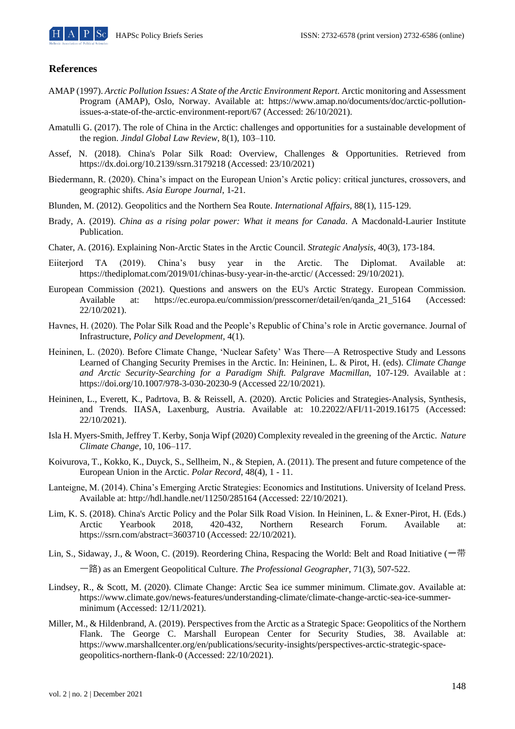## References

AMAP (1997). *Arctic Pollution Issues: A State of the Arctic Environment Report.* Arctic monitoring and Assessment Program (AMAP), Oslo, Norway. Available at: https://www.amap.no/documents/doc/arctic-pollution-issues-a-state-of-the-arctic-environment-report/67 (Accessed: 26/10/2021).

Amatulli G. (2017). The role of China in the Arctic: challenges and opportunities for a sustainable development of the region. *Jindal Global Law Review*, 8(1), 103–110.

Assef, N. (2018). China's Polar Silk Road: Overview, Challenges & Opportunities. Retrieved from https://dx.doi.org/10.2139/ssrn.3179218 (Accessed: 23/10/2021)

Biedermann, R. (2020). China’s impact on the European Union’s Arctic policy: critical junctures, crossovers, and geographic shifts. *Asia Europe Journal*, 1-21.

Blunden, M. (2012). Geopolitics and the Northern Sea Route. *International Affairs*, 88(1), 115-129.

Brady, A. (2019). *China as a rising polar power: What it means for Canada*. A Macdonald-Laurier Institute Publication.

Chater, A. (2016). Explaining Non-Arctic States in the Arctic Council. *Strategic Analysis*, 40(3), 173-184.

Eiiterjord TA (2019). China’s busy year in the Arctic. The Diplomat. Available at: https://thediplomat.com/2019/01/chinas-busy-year-in-the-arctic/ (Accessed: 29/10/2021).

European Commission (2021). Questions and answers on the EU's Arctic Strategy. European Commission. Available at: https://ec.europa.eu/commission/presscorner/detail/en/qanda_21_5164 (Accessed: 22/10/2021).

Havnes, H. (2020). The Polar Silk Road and the People’s Republic of China’s role in Arctic governance. Journal of Infrastructure, *Policy and Development*, 4(1).

Heininen, L. (2020). Before Climate Change, ‘Nuclear Safety’ Was There—A Retrospective Study and Lessons Learned of Changing Security Premises in the Arctic. In: Heininen, L. & Pirot, H. (eds). *Climate Change and Arctic Security-Searching for a Paradigm Shift. Palgrave Macmillan*, 107-129. Available at : https://doi.org/10.1007/978-3-030-20230-9 (Accessed 22/10/2021).

Heininen, L., Everett, K., Padrtova, B. & Reissell, A. (2020). Arctic Policies and Strategies-Analysis, Synthesis, and Trends. IIASA, Laxenburg, Austria. Available at: 10.22022/AFI/11-2019.16175 (Accessed: 22/10/2021).

Isla H. Myers-Smith, Jeffrey T. Kerby, Sonja Wipf (2020) Complexity revealed in the greening of the Arctic. *Nature Climate Change*, 10, 106–117.

Koivurova, T., Kokko, K., Duyck, S., Sellheim, N., & Stepien, A. (2011). The present and future competence of the European Union in the Arctic. *Polar Record*, 48(4), 1 - 11.

Lanteigne, M. (2014). China’s Emerging Arctic Strategies: Economics and Institutions. University of Iceland Press. Available at: http://hdl.handle.net/11250/285164 (Accessed: 22/10/2021).

Lim, K. S. (2018). China's Arctic Policy and the Polar Silk Road Vision. In Heininen, L. & Exner-Pirot, H. (Eds.) Arctic Yearbook 2018, 420-432, Northern Research Forum. Available at: https://ssrn.com/abstract=3603710 (Accessed: 22/10/2021).

Lin, S., Sidaway, J., & Woon, C. (2019). Reordering China, Respacing the World: Belt and Road Initiative (一带一路) as an Emergent Geopolitical Culture. *The Professional Geographer*, 71(3), 507-522.

Lindsey, R., & Scott, M. (2020). Climate Change: Arctic Sea ice summer minimum. Climate.gov. Available at: https://www.climate.gov/news-features/understanding-climate/climate-change-arctic-sea-ice-summer-minimum (Accessed: 12/11/2021).

Miller, M., & Hildenbrand, A. (2019). Perspectives from the Arctic as a Strategic Space: Geopolitics of the Northern Flank. The George C. Marshall European Center for Security Studies, 38. Available at: https://www.marshallcenter.org/en/publications/security-insights/perspectives-arctic-strategic-space-geopolitics-northern-flank-0 (Accessed: 22/10/2021).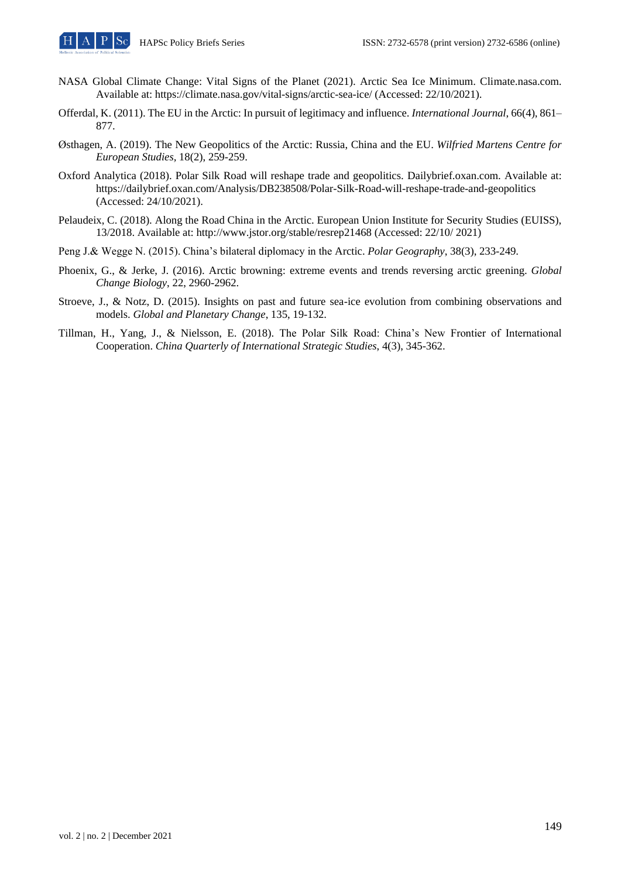NASA Global Climate Change: Vital Signs of the Planet (2021). Arctic Sea Ice Minimum. Climate.nasa.com. Available at: https://climate.nasa.gov/vital-signs/arctic-sea-ice/ (Accessed: 22/10/2021).

Offerdal, K. (2011). The EU in the Arctic: In pursuit of legitimacy and influence. *International Journal*, 66(4), 861–877.

Østhagen, A. (2019). The New Geopolitics of the Arctic: Russia, China and the EU. *Wilfried Martens Centre for European Studies*, 18(2), 259-259.

Oxford Analytica (2018). Polar Silk Road will reshape trade and geopolitics. Dailybrief.oxan.com. Available at: https://dailybrief.oxan.com/Analysis/DB238508/Polar-Silk-Road-will-reshape-trade-and-geopolitics (Accessed: 24/10/2021).

Pelaudeix, C. (2018). Along the Road China in the Arctic. European Union Institute for Security Studies (EUISS), 13/2018. Available at: http://www.jstor.org/stable/resrep21468 (Accessed: 22/10/ 2021)

Peng J.& Wegge N. (2015). China's bilateral diplomacy in the Arctic. *Polar Geography*, 38(3), 233-249.

Phoenix, G., & Jerke, J. (2016). Arctic browning: extreme events and trends reversing arctic greening. *Global Change Biology*, 22, 2960-2962.

Stroeve, J., & Notz, D. (2015). Insights on past and future sea-ice evolution from combining observations and models. *Global and Planetary Change*, 135, 19-132.

Tillman, H., Yang, J., & Nielsson, E. (2018). The Polar Silk Road: China's New Frontier of International Cooperation. *China Quarterly of International Strategic Studies*, 4(3), 345-362.